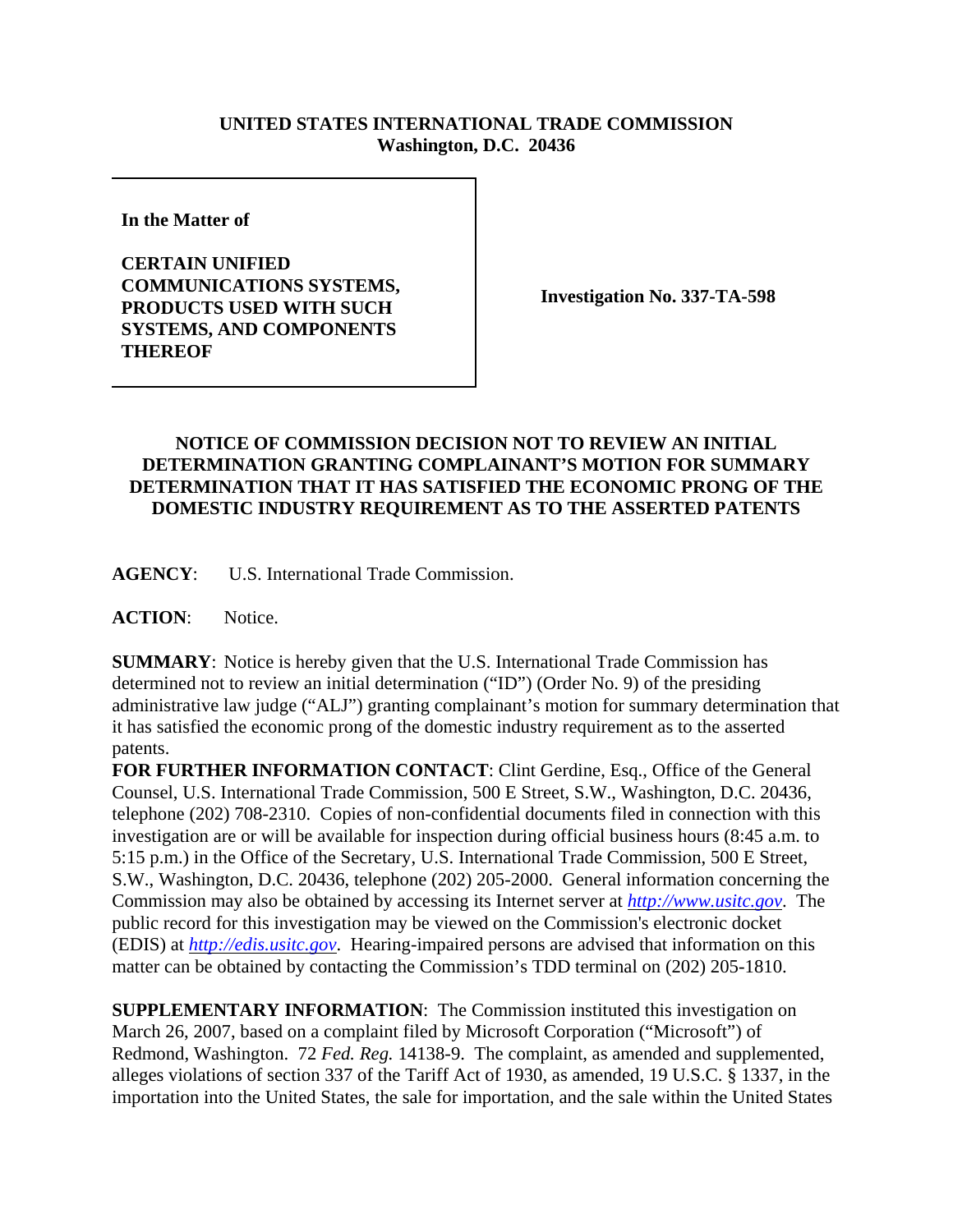**UNITED STATES INTERNATIONAL TRADE COMMISSION**
**Washington, D.C. 20436**

**In the Matter of**

**CERTAIN UNIFIED COMMUNICATIONS SYSTEMS, PRODUCTS USED WITH SUCH SYSTEMS, AND COMPONENTS THEREOF**

**Investigation No. 337-TA-598**

**NOTICE OF COMMISSION DECISION NOT TO REVIEW AN INITIAL DETERMINATION GRANTING COMPLAINANT'S MOTION FOR SUMMARY DETERMINATION THAT IT HAS SATISFIED THE ECONOMIC PRONG OF THE DOMESTIC INDUSTRY REQUIREMENT AS TO THE ASSERTED PATENTS**

**AGENCY**: U.S. International Trade Commission.

**ACTION**: Notice.

**SUMMARY**: Notice is hereby given that the U.S. International Trade Commission has determined not to review an initial determination ("ID") (Order No. 9) of the presiding administrative law judge ("ALJ") granting complainant's motion for summary determination that it has satisfied the economic prong of the domestic industry requirement as to the asserted patents.

**FOR FURTHER INFORMATION CONTACT**: Clint Gerdine, Esq., Office of the General Counsel, U.S. International Trade Commission, 500 E Street, S.W., Washington, D.C. 20436, telephone (202) 708-2310. Copies of non-confidential documents filed in connection with this investigation are or will be available for inspection during official business hours (8:45 a.m. to 5:15 p.m.) in the Office of the Secretary, U.S. International Trade Commission, 500 E Street, S.W., Washington, D.C. 20436, telephone (202) 205-2000. General information concerning the Commission may also be obtained by accessing its Internet server at *http://www.usitc.gov*. The public record for this investigation may be viewed on the Commission's electronic docket (EDIS) at *http://edis.usitc.gov*. Hearing-impaired persons are advised that information on this matter can be obtained by contacting the Commission's TDD terminal on (202) 205-1810.

**SUPPLEMENTARY INFORMATION**: The Commission instituted this investigation on March 26, 2007, based on a complaint filed by Microsoft Corporation ("Microsoft") of Redmond, Washington. 72 *Fed. Reg.* 14138-9. The complaint, as amended and supplemented, alleges violations of section 337 of the Tariff Act of 1930, as amended, 19 U.S.C. § 1337, in the importation into the United States, the sale for importation, and the sale within the United States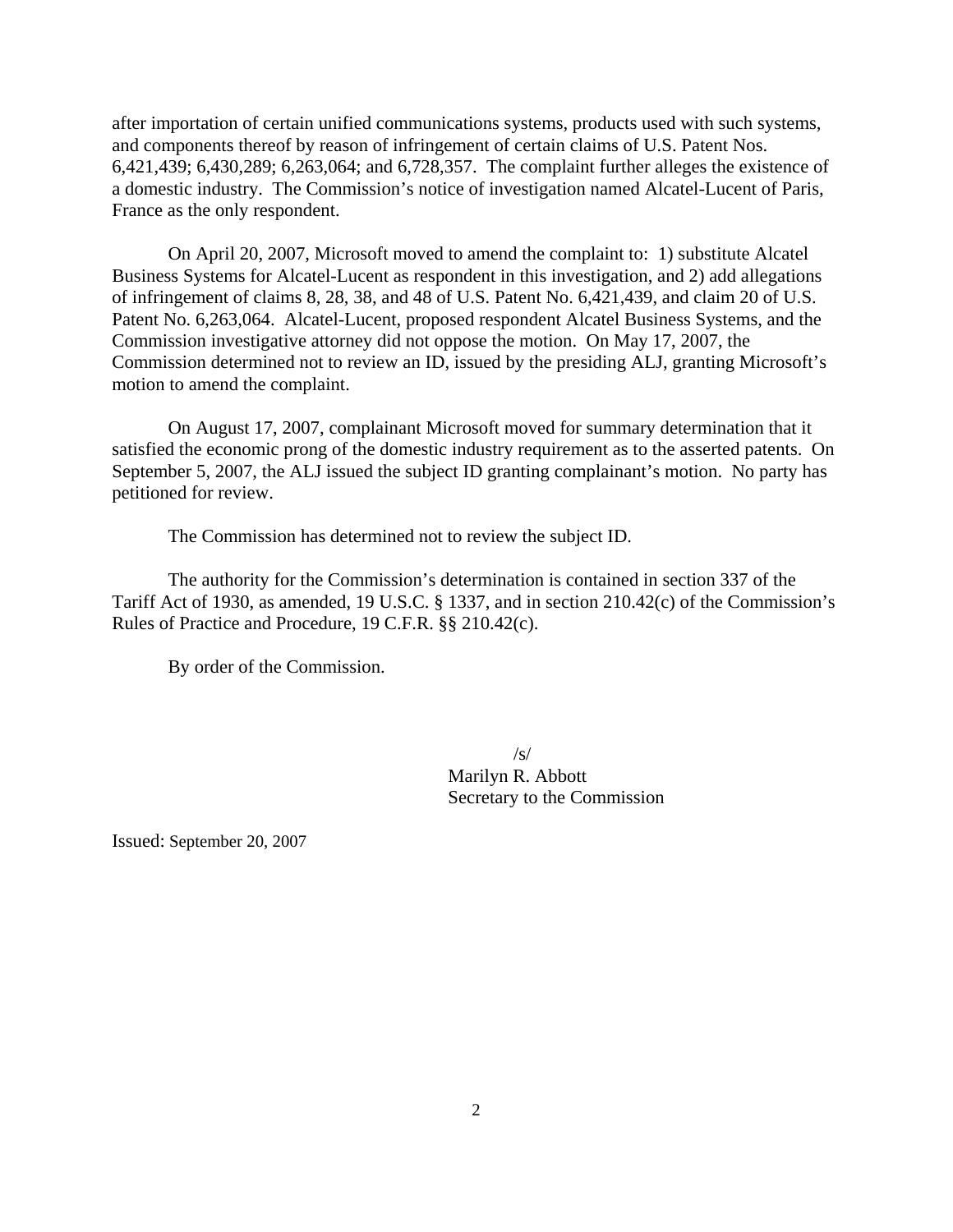after importation of certain unified communications systems, products used with such systems, and components thereof by reason of infringement of certain claims of U.S. Patent Nos. 6,421,439; 6,430,289; 6,263,064; and 6,728,357. The complaint further alleges the existence of a domestic industry. The Commission's notice of investigation named Alcatel-Lucent of Paris, France as the only respondent.

On April 20, 2007, Microsoft moved to amend the complaint to: 1) substitute Alcatel Business Systems for Alcatel-Lucent as respondent in this investigation, and 2) add allegations of infringement of claims 8, 28, 38, and 48 of U.S. Patent No. 6,421,439, and claim 20 of U.S. Patent No. 6,263,064. Alcatel-Lucent, proposed respondent Alcatel Business Systems, and the Commission investigative attorney did not oppose the motion. On May 17, 2007, the Commission determined not to review an ID, issued by the presiding ALJ, granting Microsoft's motion to amend the complaint.

On August 17, 2007, complainant Microsoft moved for summary determination that it satisfied the economic prong of the domestic industry requirement as to the asserted patents. On September 5, 2007, the ALJ issued the subject ID granting complainant's motion. No party has petitioned for review.

The Commission has determined not to review the subject ID.

The authority for the Commission's determination is contained in section 337 of the Tariff Act of 1930, as amended, 19 U.S.C. § 1337, and in section 210.42(c) of the Commission's Rules of Practice and Procedure, 19 C.F.R. §§ 210.42(c).

By order of the Commission.

/s/
Marilyn R. Abbott
Secretary to the Commission

Issued: September 20, 2007